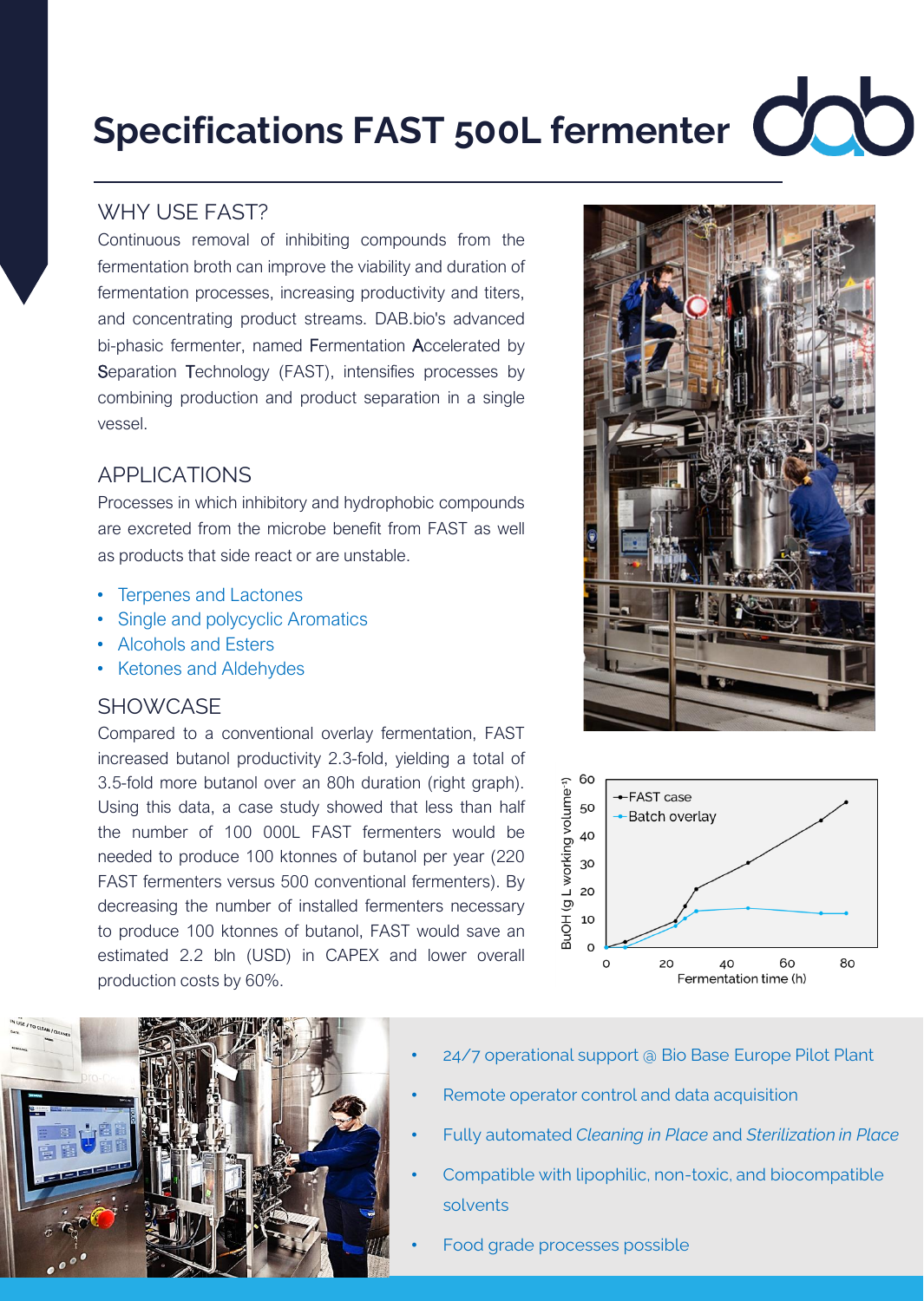# Specifications FAST 500L fermenter

## WHY USE FAST?

Continuous removal of inhibiting compounds from the fermentation broth can improve the viability and duration of fermentation processes, increasing productivity and titers, and concentrating product streams. DAB.bio's advanced bi-phasic fermenter, named Fermentation Accelerated by Separation Technology (FAST), intensifies processes by combining production and product separation in a single vessel.

## APPLICATIONS

Processes in which inhibitory and hydrophobic compounds are excreted from the microbe benefit from FAST as well as products that side react or are unstable.

- Terpenes and Lactones
- Single and polycyclic Aromatics
- Alcohols and Esters
- Ketones and Aldehydes

## SHOWCASE

Compared to a conventional overlay fermentation, FAST increased butanol productivity 2.3-fold, yielding a total of 3.5-fold more butanol over an 80h duration (right graph). Using this data, a case study showed that less than half the number of 100 000L FAST fermenters would be needed to produce 100 ktonnes of butanol per year (220 FAST fermenters versus 500 conventional fermenters). By decreasing the number of installed fermenters necessary to produce 100 ktonnes of butanol, FAST would save an estimated 2.2 bln (USD) in CAPEX and lower overall production costs by 60%.

- 24/7 operational support @ Bio Base Europe Pilot Plant
- Remote operator control and data acquisition
- Fully automated *Cleaning in Place* and *Sterilization in Place*
- Compatible with lipophilic, non-toxic, and biocompatible solvents
- Food grade processes possible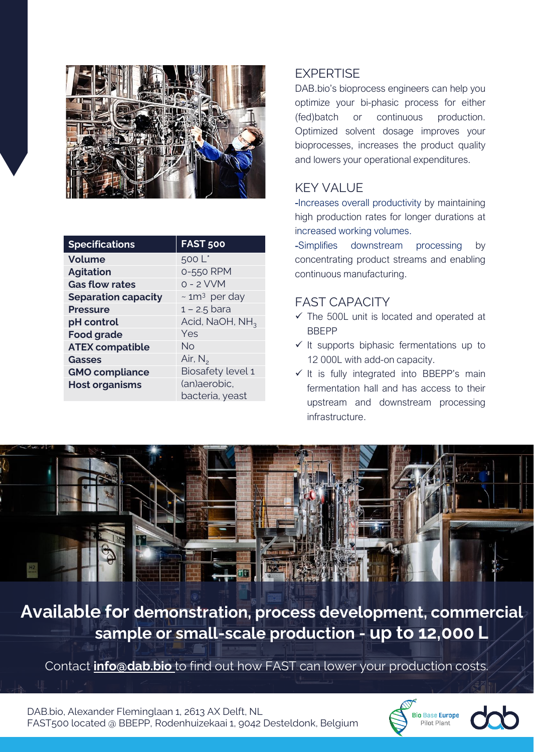| Specifications | FAST 500 |
|---|---|
| **Volume** | 500 L* |
| **Agitation** | 0-550 RPM |
| **Gas flow rates** | 0 - 2 VVM |
| **Separation capacity** | ~ 1m³ per day |
| **Pressure** | 1 – 2.5 bara |
| **pH control** | Acid, NaOH, $NH_3$ |
| **Food grade** | Yes |
| **ATEX compatible** | No |
| **Gasses** | Air, $N_2$ |
| **GMO compliance** | Biosafety level 1 |
| **Host organisms** | (an)aerobic, bacteria, yeast |

## EXPERTISE

DAB.bio's bioprocess engineers can help you optimize your bi-phasic process for either (fed)batch or continuous production. Optimized solvent dosage improves your bioprocesses, increases the product quality and lowers your operational expenditures.

## KEY VALUE

-Increases overall productivity by maintaining high production rates for longer durations at increased working volumes.

-Simplifies downstream processing by concentrating product streams and enabling continuous manufacturing.

## FAST CAPACITY

- ✓ The 500L unit is located and operated at BBEPP
- ✓ It supports biphasic fermentations up to 12 000L with add-on capacity.
- ✓ It is fully integrated into BBEPP's main fermentation hall and has access to their upstream and downstream processing infrastructure.

**Available for demonstration, process development, commercial sample or small-scale production - up to 12,000 L**

Contact **info@dab.bio** to find out how FAST can lower your production costs.

DAB.bio, Alexander Fleminglaan 1, 2613 AX Delft, NL
FAST500 located @ BBEPP, Rodenhuizekaai 1, 9042 Desteldonk, Belgium

Bio Base Europe Pilot Plant